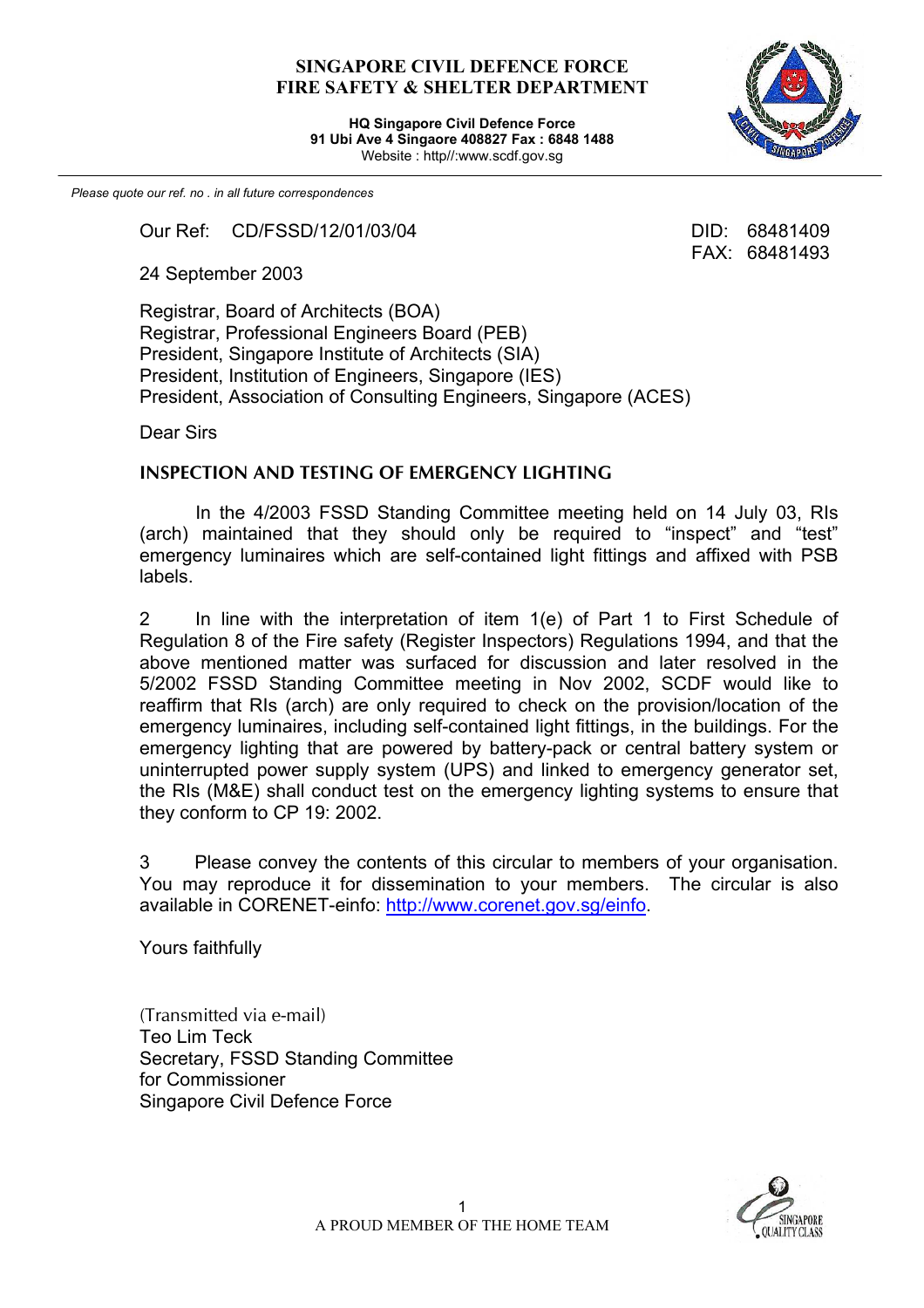**SINGAPORE CIVIL DEFENCE FORCE**
**FIRE SAFETY & SHELTER DEPARTMENT**

**HQ Singapore Civil Defence Force**
**91 Ubi Ave 4 Singaore 408827 Fax : 6848 1488**
Website : http//:www.scdf.gov.sg

*Please quote our ref. no . in all future correspondences*

Our Ref: CD/FSSD/12/01/03/04

DID: 68481409
FAX: 68481493

24 September 2003

Registrar, Board of Architects (BOA)
Registrar, Professional Engineers Board (PEB)
President, Singapore Institute of Architects (SIA)
President, Institution of Engineers, Singapore (IES)
President, Association of Consulting Engineers, Singapore (ACES)

Dear Sirs

**INSPECTION AND TESTING OF EMERGENCY LIGHTING**

In the 4/2003 FSSD Standing Committee meeting held on 14 July 03, RIs (arch) maintained that they should only be required to "inspect" and "test" emergency luminaires which are self-contained light fittings and affixed with PSB labels.

2 In line with the interpretation of item 1(e) of Part 1 to First Schedule of Regulation 8 of the Fire safety (Register Inspectors) Regulations 1994, and that the above mentioned matter was surfaced for discussion and later resolved in the 5/2002 FSSD Standing Committee meeting in Nov 2002, SCDF would like to reaffirm that RIs (arch) are only required to check on the provision/location of the emergency luminaires, including self-contained light fittings, in the buildings. For the emergency lighting that are powered by battery-pack or central battery system or uninterrupted power supply system (UPS) and linked to emergency generator set, the RIs (M&E) shall conduct test on the emergency lighting systems to ensure that they conform to CP 19: 2002.

3 Please convey the contents of this circular to members of your organisation. You may reproduce it for dissemination to your members. The circular is also available in CORENET-einfo: http://www.corenet.gov.sg/einfo.

Yours faithfully

(Transmitted via e-mail)
Teo Lim Teck
Secretary, FSSD Standing Committee
for Commissioner
Singapore Civil Defence Force

A PROUD MEMBER OF THE HOME TEAM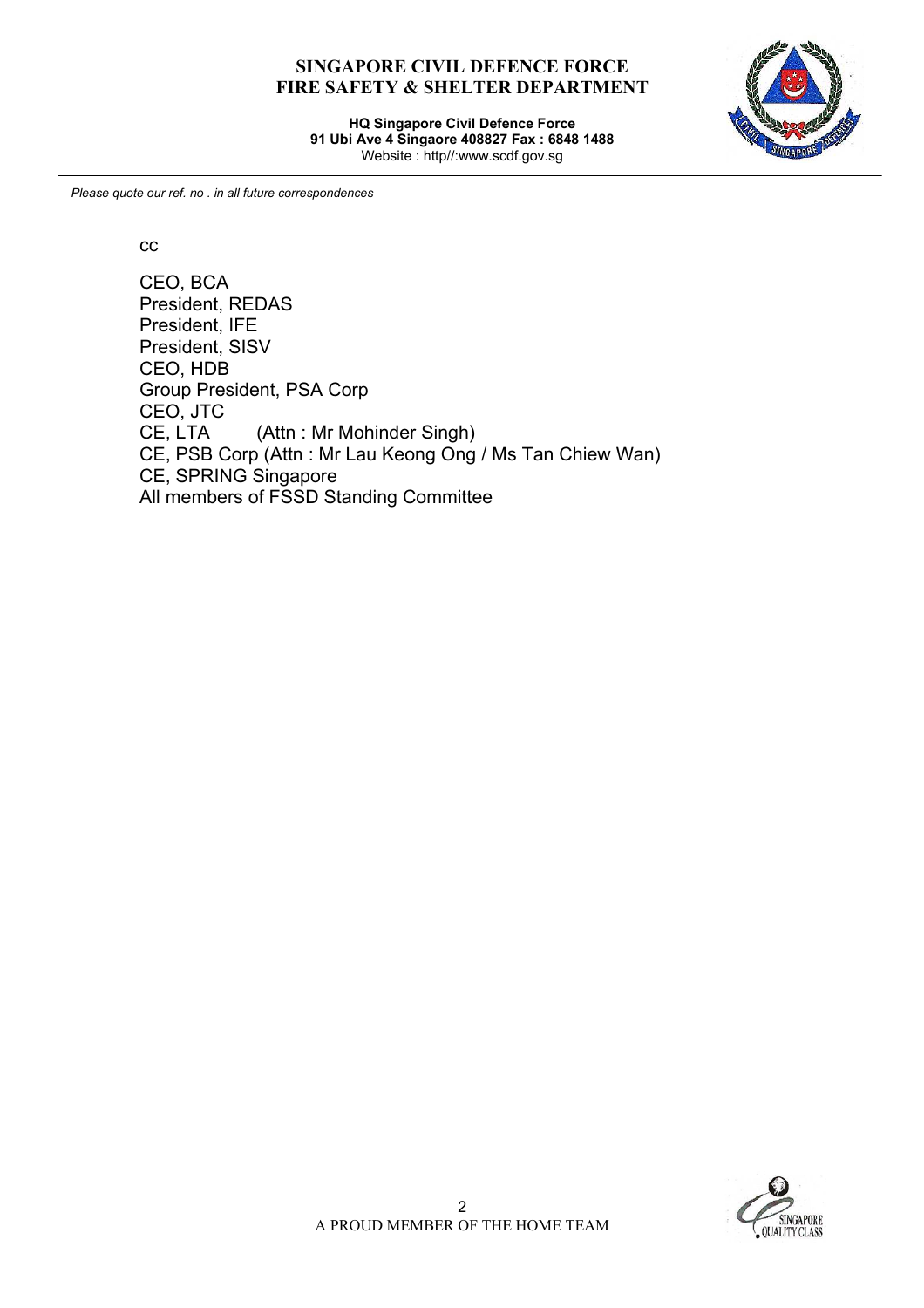**SINGAPORE CIVIL DEFENCE FORCE**
**FIRE SAFETY & SHELTER DEPARTMENT**

**HQ Singapore Civil Defence Force**
**91 Ubi Ave 4 Singaore 408827 Fax : 6848 1488**
Website : http//:www.scdf.gov.sg

*Please quote our ref. no . in all future correspondences*

cc

CEO, BCA
President, REDAS
President, IFE
President, SISV
CEO, HDB
Group President, PSA Corp
CEO, JTC
CE, LTA (Attn : Mr Mohinder Singh)
CE, PSB Corp (Attn : Mr Lau Keong Ong / Ms Tan Chiew Wan)
CE, SPRING Singapore
All members of FSSD Standing Committee

A PROUD MEMBER OF THE HOME TEAM